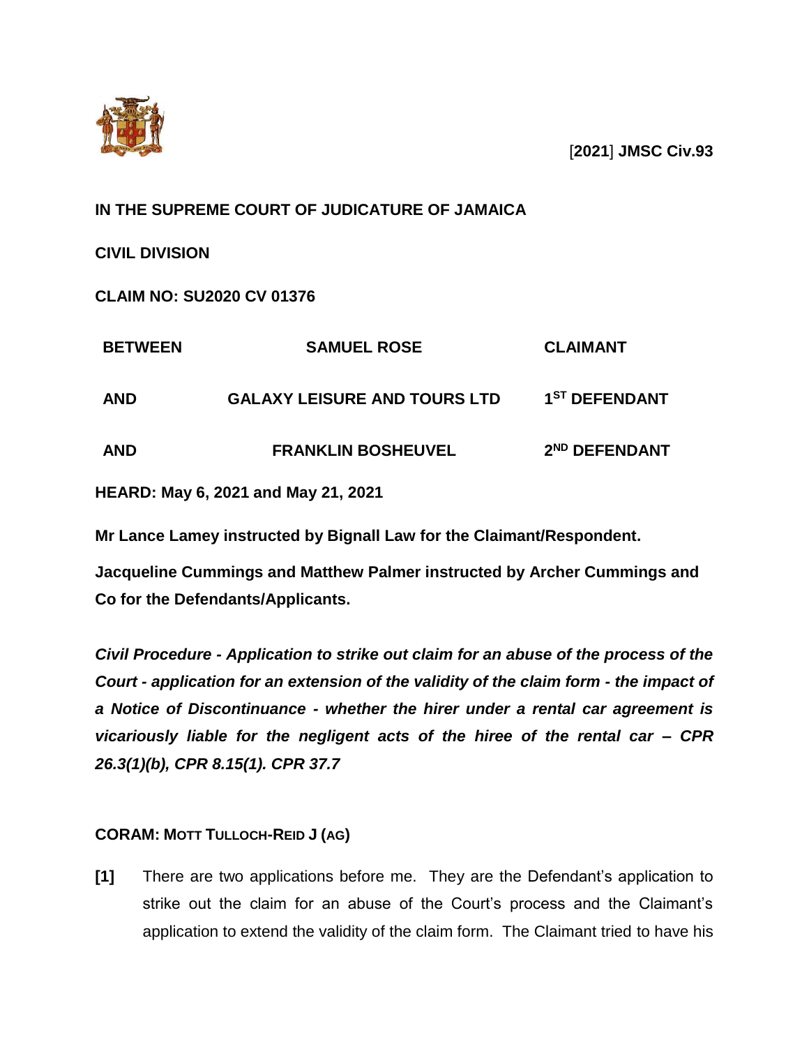[**2021**] **JMSC Civ.93**

**IN THE SUPREME COURT OF JUDICATURE OF JAMAICA**

**CIVIL DIVISION**

**CLAIM NO: SU2020 CV 01376**

| | | |
|---|---|---|
| **BETWEEN** | **SAMUEL ROSE** | **CLAIMANT** |
| **AND** | **GALAXY LEISURE AND TOURS LTD** | **1ST DEFENDANT** |
| **AND** | **FRANKLIN BOSHEUVEL** | **2ND DEFENDANT** |

**HEARD: May 6, 2021 and May 21, 2021**

**Mr Lance Lamey instructed by Bignall Law for the Claimant/Respondent.**

**Jacqueline Cummings and Matthew Palmer instructed by Archer Cummings and Co for the Defendants/Applicants.**

***Civil Procedure - Application to strike out claim for an abuse of the process of the Court - application for an extension of the validity of the claim form - the impact of a Notice of Discontinuance - whether the hirer under a rental car agreement is vicariously liable for the negligent acts of the hiree of the rental car – CPR 26.3(1)(b), CPR 8.15(1). CPR 37.7***

**CORAM: MOTT TULLOCH-REID J (AG)**

**[1]** There are two applications before me. They are the Defendant's application to strike out the claim for an abuse of the Court's process and the Claimant's application to extend the validity of the claim form. The Claimant tried to have his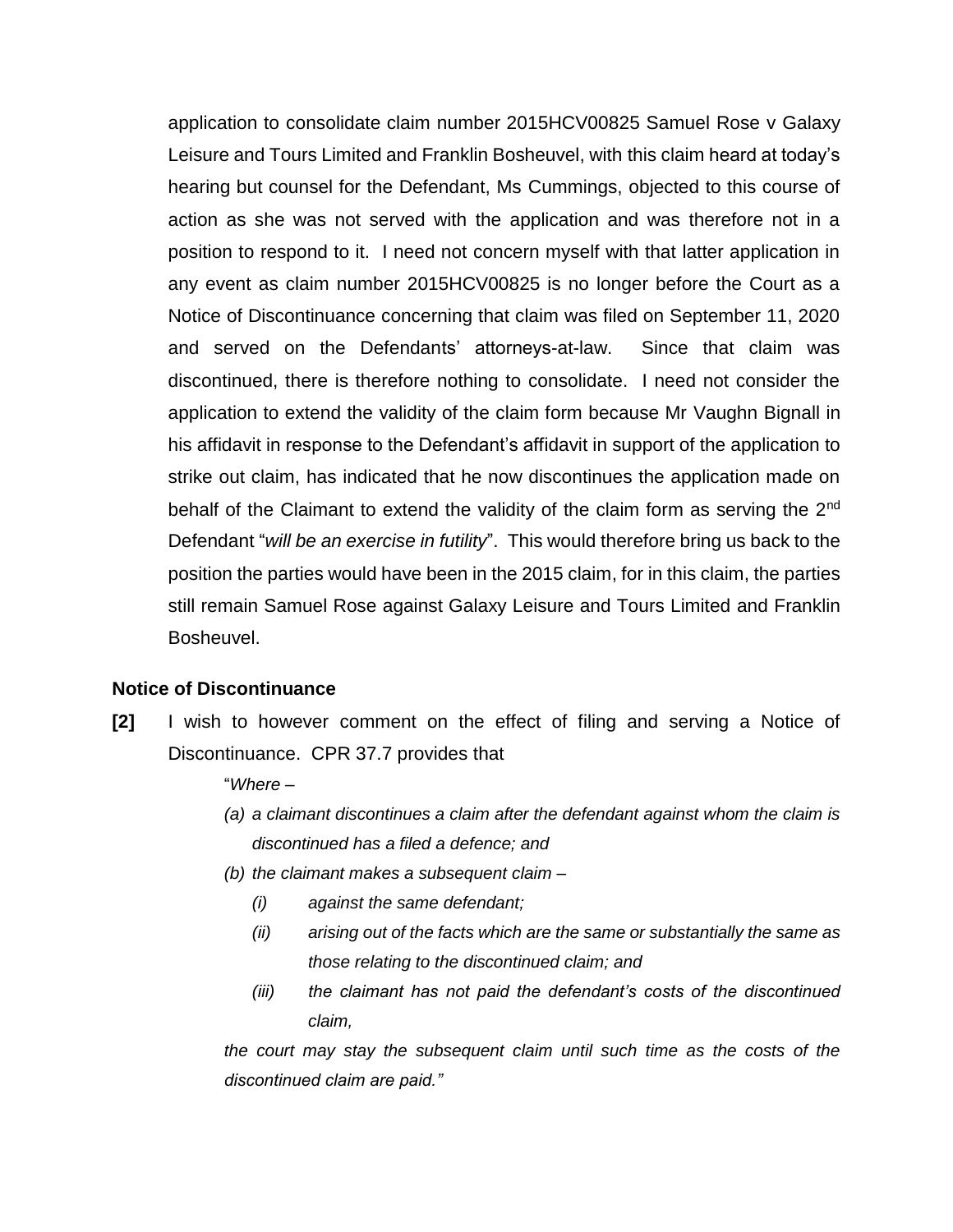application to consolidate claim number 2015HCV00825 Samuel Rose v Galaxy Leisure and Tours Limited and Franklin Bosheuvel, with this claim heard at today's hearing but counsel for the Defendant, Ms Cummings, objected to this course of action as she was not served with the application and was therefore not in a position to respond to it. I need not concern myself with that latter application in any event as claim number 2015HCV00825 is no longer before the Court as a Notice of Discontinuance concerning that claim was filed on September 11, 2020 and served on the Defendants' attorneys-at-law. Since that claim was discontinued, there is therefore nothing to consolidate. I need not consider the application to extend the validity of the claim form because Mr Vaughn Bignall in his affidavit in response to the Defendant's affidavit in support of the application to strike out claim, has indicated that he now discontinues the application made on behalf of the Claimant to extend the validity of the claim form as serving the 2nd Defendant "*will be an exercise in futility*". This would therefore bring us back to the position the parties would have been in the 2015 claim, for in this claim, the parties still remain Samuel Rose against Galaxy Leisure and Tours Limited and Franklin Bosheuvel.

**Notice of Discontinuance**

**[2]** I wish to however comment on the effect of filing and serving a Notice of Discontinuance. CPR 37.7 provides that

"*Where –*

*(a) a claimant discontinues a claim after the defendant against whom the claim is discontinued has a filed a defence; and*

*(b) the claimant makes a subsequent claim –*

*(i) against the same defendant;*

*(ii) arising out of the facts which are the same or substantially the same as those relating to the discontinued claim; and*

*(iii) the claimant has not paid the defendant's costs of the discontinued claim,*

*the court may stay the subsequent claim until such time as the costs of the discontinued claim are paid."*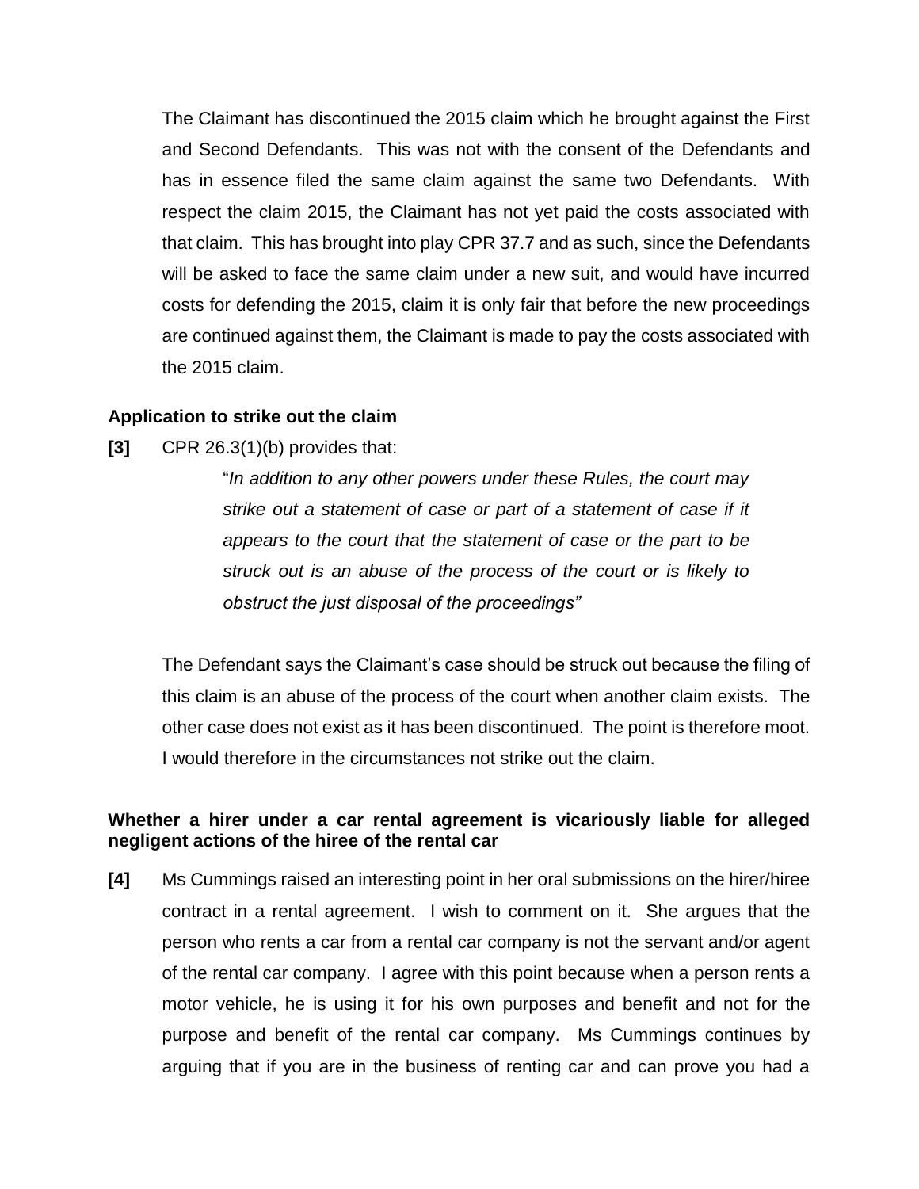The Claimant has discontinued the 2015 claim which he brought against the First and Second Defendants. This was not with the consent of the Defendants and has in essence filed the same claim against the same two Defendants. With respect the claim 2015, the Claimant has not yet paid the costs associated with that claim. This has brought into play CPR 37.7 and as such, since the Defendants will be asked to face the same claim under a new suit, and would have incurred costs for defending the 2015, claim it is only fair that before the new proceedings are continued against them, the Claimant is made to pay the costs associated with the 2015 claim.

**Application to strike out the claim**

**[3]** CPR 26.3(1)(b) provides that:

> "*In addition to any other powers under these Rules, the court may strike out a statement of case or part of a statement of case if it appears to the court that the statement of case or the part to be struck out is an abuse of the process of the court or is likely to obstruct the just disposal of the proceedings"*

The Defendant says the Claimant's case should be struck out because the filing of this claim is an abuse of the process of the court when another claim exists. The other case does not exist as it has been discontinued. The point is therefore moot. I would therefore in the circumstances not strike out the claim.

**Whether a hirer under a car rental agreement is vicariously liable for alleged negligent actions of the hiree of the rental car**

**[4]** Ms Cummings raised an interesting point in her oral submissions on the hirer/hiree contract in a rental agreement. I wish to comment on it. She argues that the person who rents a car from a rental car company is not the servant and/or agent of the rental car company. I agree with this point because when a person rents a motor vehicle, he is using it for his own purposes and benefit and not for the purpose and benefit of the rental car company. Ms Cummings continues by arguing that if you are in the business of renting car and can prove you had a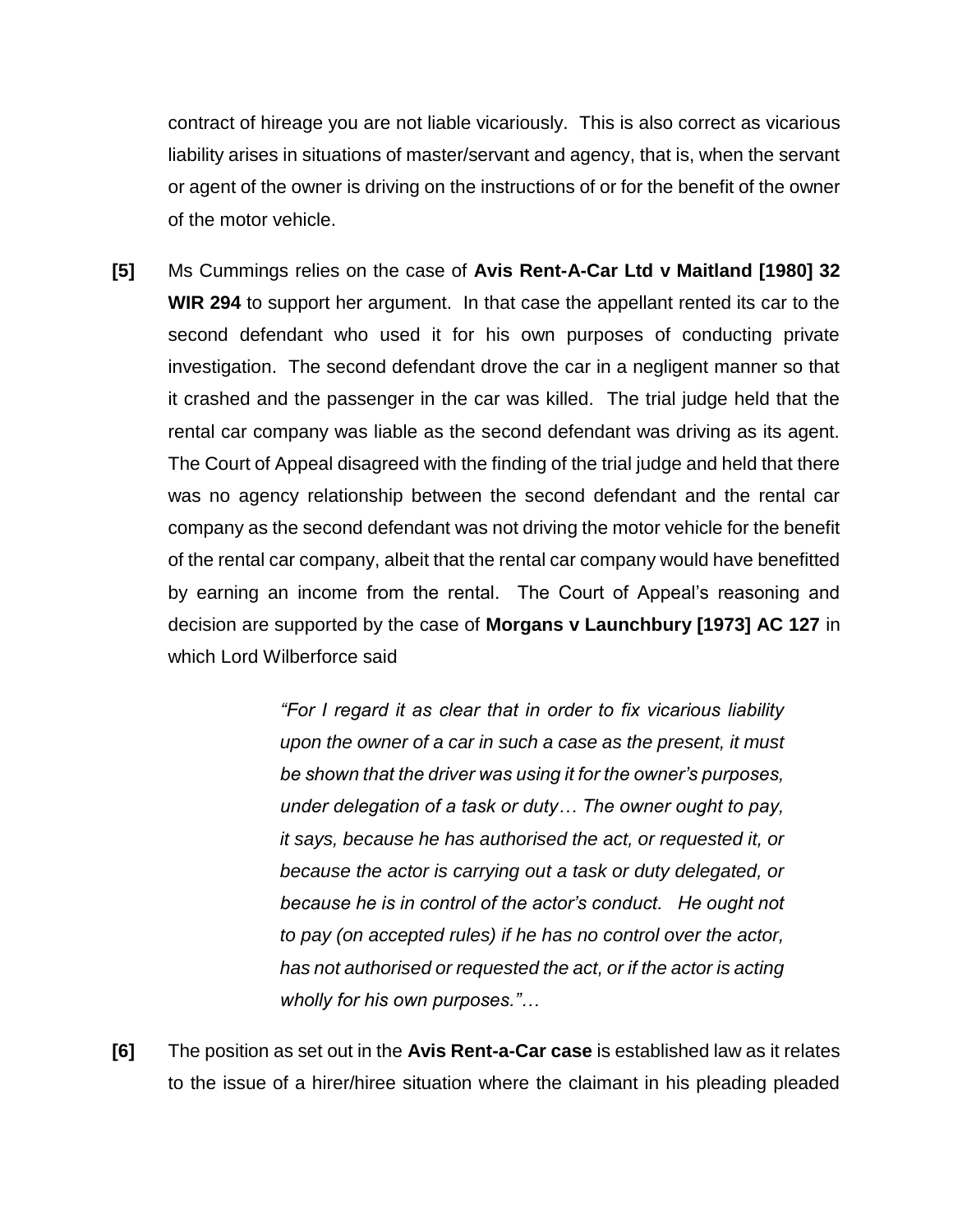contract of hireage you are not liable vicariously. This is also correct as vicarious liability arises in situations of master/servant and agency, that is, when the servant or agent of the owner is driving on the instructions of or for the benefit of the owner of the motor vehicle.

**[5]** Ms Cummings relies on the case of **Avis Rent-A-Car Ltd v Maitland [1980] 32 WIR 294** to support her argument. In that case the appellant rented its car to the second defendant who used it for his own purposes of conducting private investigation. The second defendant drove the car in a negligent manner so that it crashed and the passenger in the car was killed. The trial judge held that the rental car company was liable as the second defendant was driving as its agent. The Court of Appeal disagreed with the finding of the trial judge and held that there was no agency relationship between the second defendant and the rental car company as the second defendant was not driving the motor vehicle for the benefit of the rental car company, albeit that the rental car company would have benefitted by earning an income from the rental. The Court of Appeal's reasoning and decision are supported by the case of **Morgans v Launchbury [1973] AC 127** in which Lord Wilberforce said

> *"For I regard it as clear that in order to fix vicarious liability upon the owner of a car in such a case as the present, it must be shown that the driver was using it for the owner's purposes, under delegation of a task or duty… The owner ought to pay, it says, because he has authorised the act, or requested it, or because the actor is carrying out a task or duty delegated, or because he is in control of the actor's conduct. He ought not to pay (on accepted rules) if he has no control over the actor, has not authorised or requested the act, or if the actor is acting wholly for his own purposes."…*

**[6]** The position as set out in the **Avis Rent-a-Car case** is established law as it relates to the issue of a hirer/hiree situation where the claimant in his pleading pleaded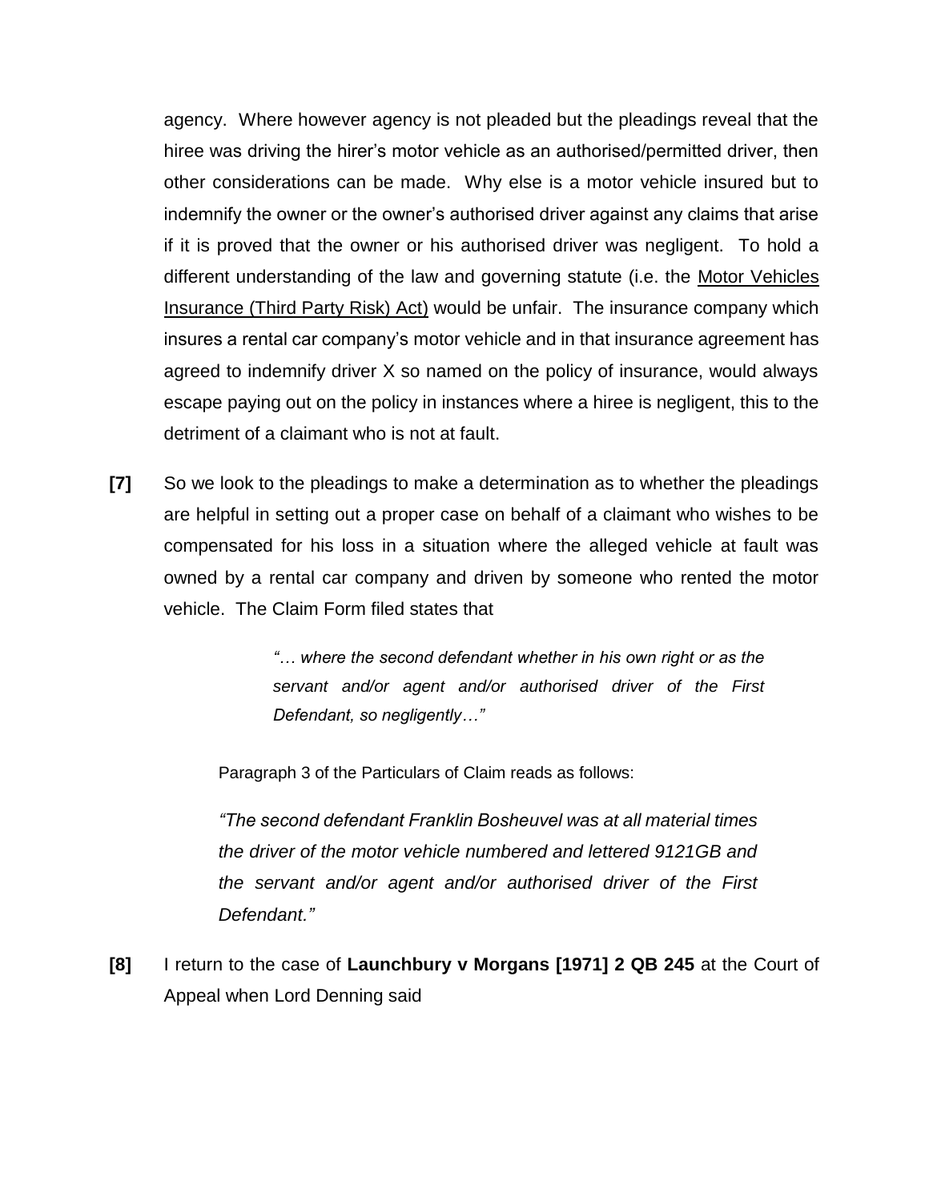agency. Where however agency is not pleaded but the pleadings reveal that the hiree was driving the hirer's motor vehicle as an authorised/permitted driver, then other considerations can be made. Why else is a motor vehicle insured but to indemnify the owner or the owner's authorised driver against any claims that arise if it is proved that the owner or his authorised driver was negligent. To hold a different understanding of the law and governing statute (i.e. the Motor Vehicles Insurance (Third Party Risk) Act) would be unfair. The insurance company which insures a rental car company's motor vehicle and in that insurance agreement has agreed to indemnify driver X so named on the policy of insurance, would always escape paying out on the policy in instances where a hiree is negligent, this to the detriment of a claimant who is not at fault.

**[7]** So we look to the pleadings to make a determination as to whether the pleadings are helpful in setting out a proper case on behalf of a claimant who wishes to be compensated for his loss in a situation where the alleged vehicle at fault was owned by a rental car company and driven by someone who rented the motor vehicle. The Claim Form filed states that

> *"… where the second defendant whether in his own right or as the servant and/or agent and/or authorised driver of the First Defendant, so negligently…"*

Paragraph 3 of the Particulars of Claim reads as follows:

> *"The second defendant Franklin Bosheuvel was at all material times the driver of the motor vehicle numbered and lettered 9121GB and the servant and/or agent and/or authorised driver of the First Defendant."*

**[8]** I return to the case of **Launchbury v Morgans [1971] 2 QB 245** at the Court of Appeal when Lord Denning said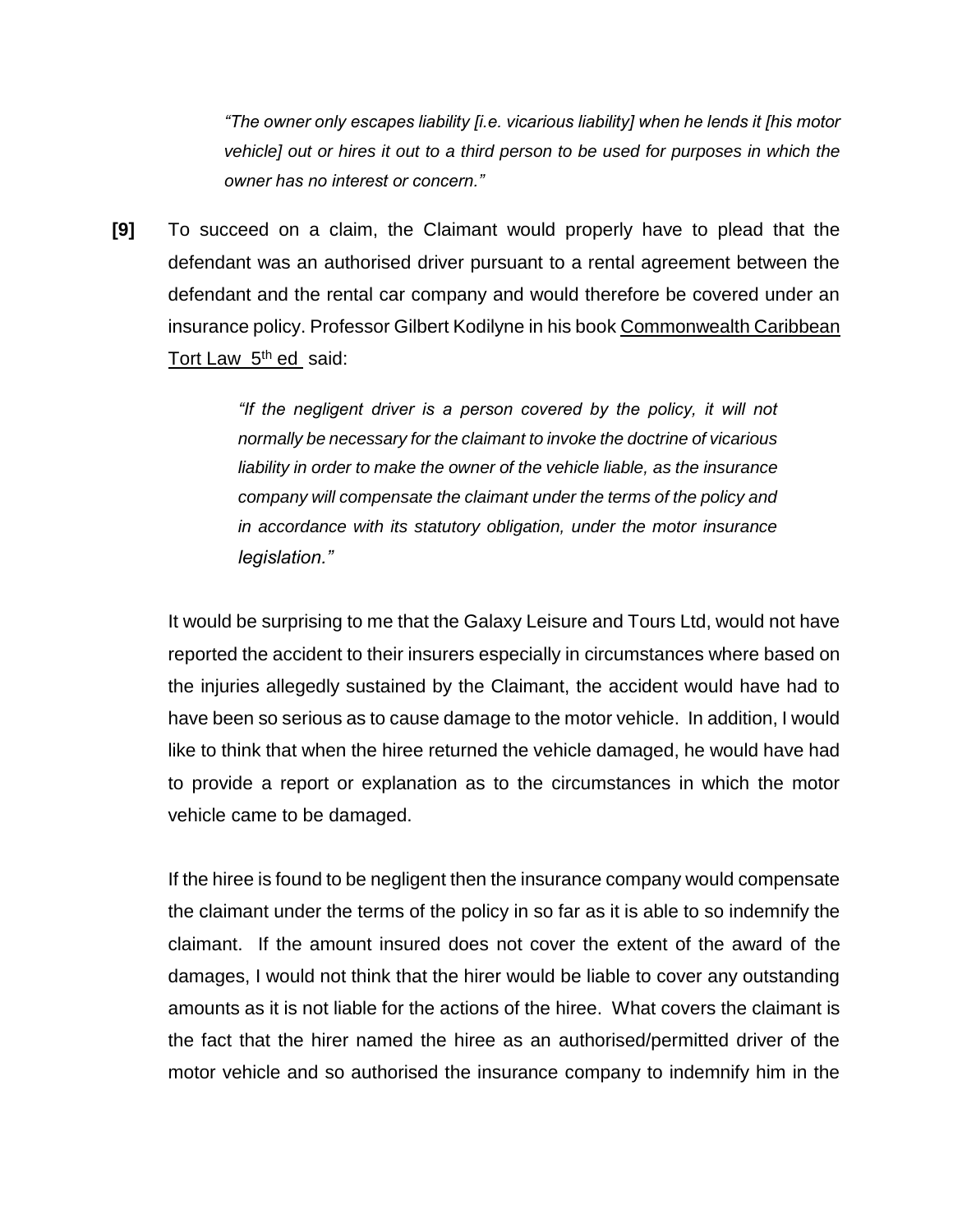> *"The owner only escapes liability [i.e. vicarious liability] when he lends it [his motor vehicle] out or hires it out to a third person to be used for purposes in which the owner has no interest or concern."*

**[9]** To succeed on a claim, the Claimant would properly have to plead that the defendant was an authorised driver pursuant to a rental agreement between the defendant and the rental car company and would therefore be covered under an insurance policy. Professor Gilbert Kodilyne in his book Commonwealth Caribbean Tort Law 5th ed said:

> *"If the negligent driver is a person covered by the policy, it will not normally be necessary for the claimant to invoke the doctrine of vicarious liability in order to make the owner of the vehicle liable, as the insurance company will compensate the claimant under the terms of the policy and in accordance with its statutory obligation, under the motor insurance legislation."*

It would be surprising to me that the Galaxy Leisure and Tours Ltd, would not have reported the accident to their insurers especially in circumstances where based on the injuries allegedly sustained by the Claimant, the accident would have had to have been so serious as to cause damage to the motor vehicle. In addition, I would like to think that when the hiree returned the vehicle damaged, he would have had to provide a report or explanation as to the circumstances in which the motor vehicle came to be damaged.

If the hiree is found to be negligent then the insurance company would compensate the claimant under the terms of the policy in so far as it is able to so indemnify the claimant. If the amount insured does not cover the extent of the award of the damages, I would not think that the hirer would be liable to cover any outstanding amounts as it is not liable for the actions of the hiree. What covers the claimant is the fact that the hirer named the hiree as an authorised/permitted driver of the motor vehicle and so authorised the insurance company to indemnify him in the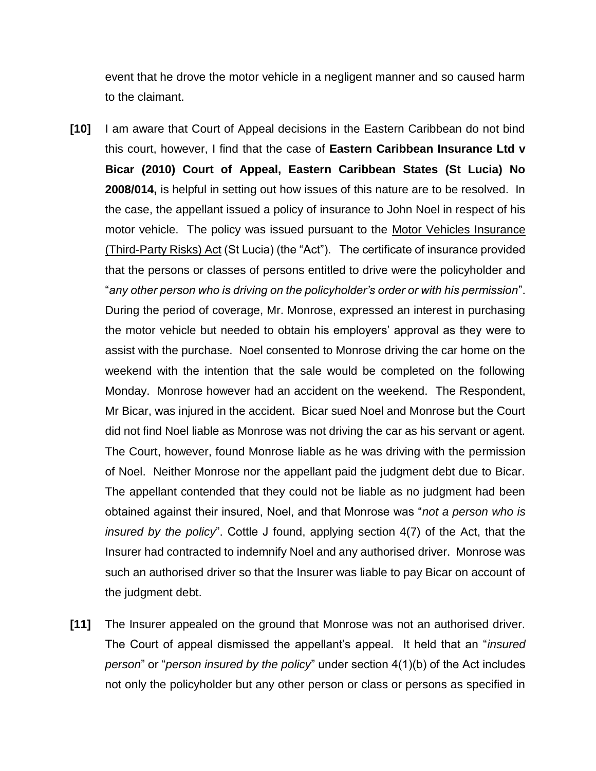event that he drove the motor vehicle in a negligent manner and so caused harm to the claimant.

**[10]** I am aware that Court of Appeal decisions in the Eastern Caribbean do not bind this court, however, I find that the case of **Eastern Caribbean Insurance Ltd v Bicar (2010) Court of Appeal, Eastern Caribbean States (St Lucia) No 2008/014,** is helpful in setting out how issues of this nature are to be resolved. In the case, the appellant issued a policy of insurance to John Noel in respect of his motor vehicle. The policy was issued pursuant to the Motor Vehicles Insurance (Third-Party Risks) Act (St Lucia) (the "Act"). The certificate of insurance provided that the persons or classes of persons entitled to drive were the policyholder and "*any other person who is driving on the policyholder's order or with his permission*". During the period of coverage, Mr. Monrose, expressed an interest in purchasing the motor vehicle but needed to obtain his employers' approval as they were to assist with the purchase. Noel consented to Monrose driving the car home on the weekend with the intention that the sale would be completed on the following Monday. Monrose however had an accident on the weekend. The Respondent, Mr Bicar, was injured in the accident. Bicar sued Noel and Monrose but the Court did not find Noel liable as Monrose was not driving the car as his servant or agent. The Court, however, found Monrose liable as he was driving with the permission of Noel. Neither Monrose nor the appellant paid the judgment debt due to Bicar. The appellant contended that they could not be liable as no judgment had been obtained against their insured, Noel, and that Monrose was "*not a person who is insured by the policy*". Cottle J found, applying section 4(7) of the Act, that the Insurer had contracted to indemnify Noel and any authorised driver. Monrose was such an authorised driver so that the Insurer was liable to pay Bicar on account of the judgment debt.

**[11]** The Insurer appealed on the ground that Monrose was not an authorised driver. The Court of appeal dismissed the appellant's appeal. It held that an "*insured person*" or "*person insured by the policy*" under section 4(1)(b) of the Act includes not only the policyholder but any other person or class or persons as specified in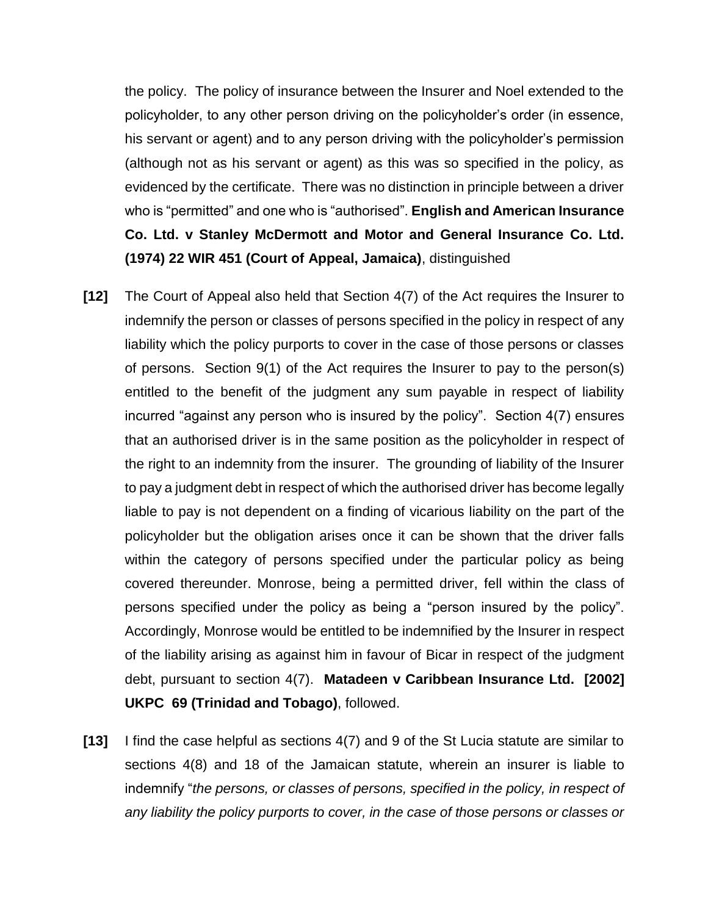the policy. The policy of insurance between the Insurer and Noel extended to the policyholder, to any other person driving on the policyholder's order (in essence, his servant or agent) and to any person driving with the policyholder's permission (although not as his servant or agent) as this was so specified in the policy, as evidenced by the certificate. There was no distinction in principle between a driver who is "permitted" and one who is "authorised". **English and American Insurance Co. Ltd. v Stanley McDermott and Motor and General Insurance Co. Ltd. (1974) 22 WIR 451 (Court of Appeal, Jamaica)**, distinguished

**[12]** The Court of Appeal also held that Section 4(7) of the Act requires the Insurer to indemnify the person or classes of persons specified in the policy in respect of any liability which the policy purports to cover in the case of those persons or classes of persons. Section 9(1) of the Act requires the Insurer to pay to the person(s) entitled to the benefit of the judgment any sum payable in respect of liability incurred "against any person who is insured by the policy". Section 4(7) ensures that an authorised driver is in the same position as the policyholder in respect of the right to an indemnity from the insurer. The grounding of liability of the Insurer to pay a judgment debt in respect of which the authorised driver has become legally liable to pay is not dependent on a finding of vicarious liability on the part of the policyholder but the obligation arises once it can be shown that the driver falls within the category of persons specified under the particular policy as being covered thereunder. Monrose, being a permitted driver, fell within the class of persons specified under the policy as being a "person insured by the policy". Accordingly, Monrose would be entitled to be indemnified by the Insurer in respect of the liability arising as against him in favour of Bicar in respect of the judgment debt, pursuant to section 4(7). **Matadeen v Caribbean Insurance Ltd. [2002] UKPC 69 (Trinidad and Tobago)**, followed.

**[13]** I find the case helpful as sections 4(7) and 9 of the St Lucia statute are similar to sections 4(8) and 18 of the Jamaican statute, wherein an insurer is liable to indemnify "*the persons, or classes of persons, specified in the policy, in respect of any liability the policy purports to cover, in the case of those persons or classes or*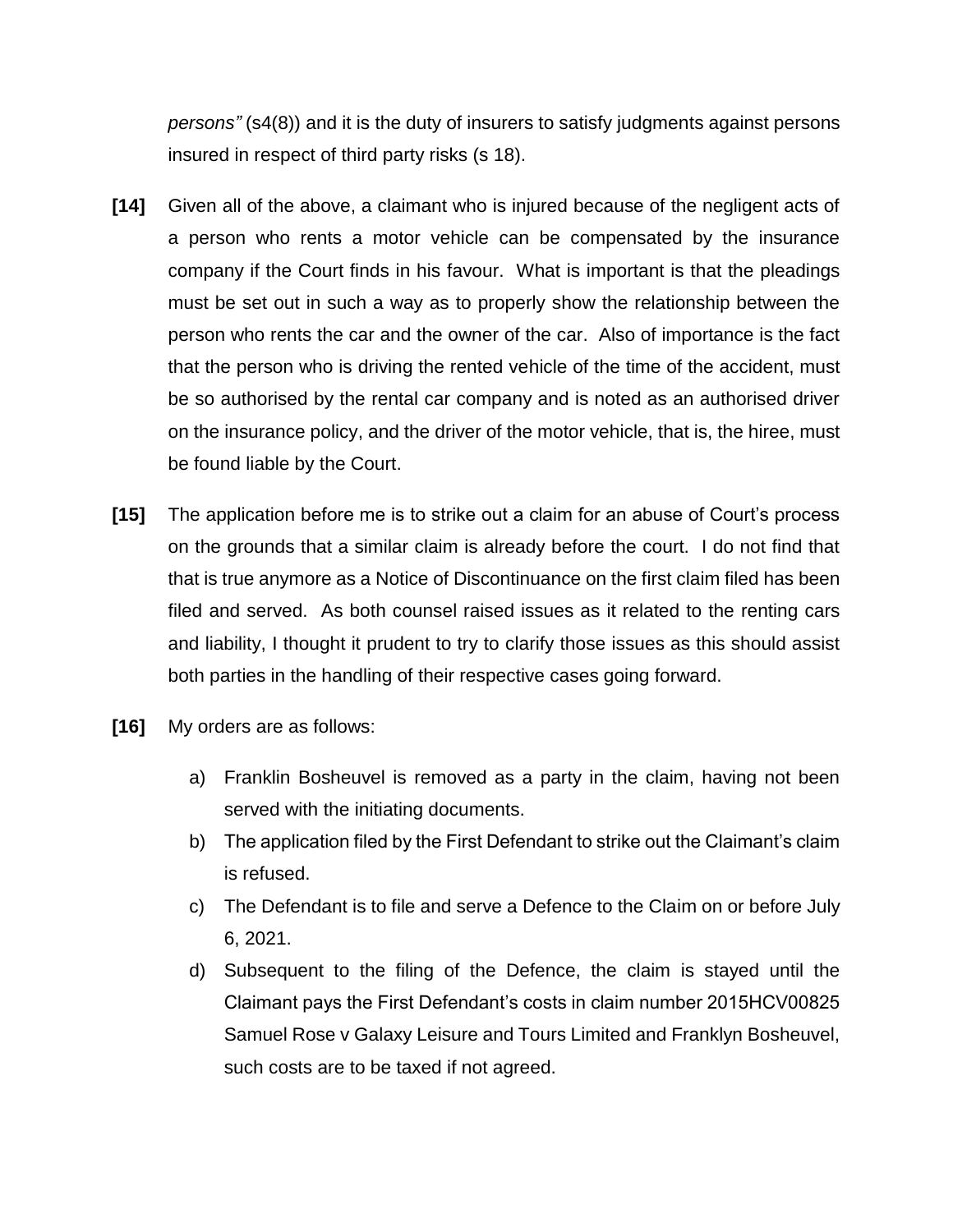*persons"* (s4(8)) and it is the duty of insurers to satisfy judgments against persons insured in respect of third party risks (s 18).

**[14]** Given all of the above, a claimant who is injured because of the negligent acts of a person who rents a motor vehicle can be compensated by the insurance company if the Court finds in his favour. What is important is that the pleadings must be set out in such a way as to properly show the relationship between the person who rents the car and the owner of the car. Also of importance is the fact that the person who is driving the rented vehicle of the time of the accident, must be so authorised by the rental car company and is noted as an authorised driver on the insurance policy, and the driver of the motor vehicle, that is, the hiree, must be found liable by the Court.

**[15]** The application before me is to strike out a claim for an abuse of Court's process on the grounds that a similar claim is already before the court. I do not find that that is true anymore as a Notice of Discontinuance on the first claim filed has been filed and served. As both counsel raised issues as it related to the renting cars and liability, I thought it prudent to try to clarify those issues as this should assist both parties in the handling of their respective cases going forward.

**[16]** My orders are as follows:

a) Franklin Bosheuvel is removed as a party in the claim, having not been served with the initiating documents.

b) The application filed by the First Defendant to strike out the Claimant's claim is refused.

c) The Defendant is to file and serve a Defence to the Claim on or before July 6, 2021.

d) Subsequent to the filing of the Defence, the claim is stayed until the Claimant pays the First Defendant's costs in claim number 2015HCV00825 Samuel Rose v Galaxy Leisure and Tours Limited and Franklyn Bosheuvel, such costs are to be taxed if not agreed.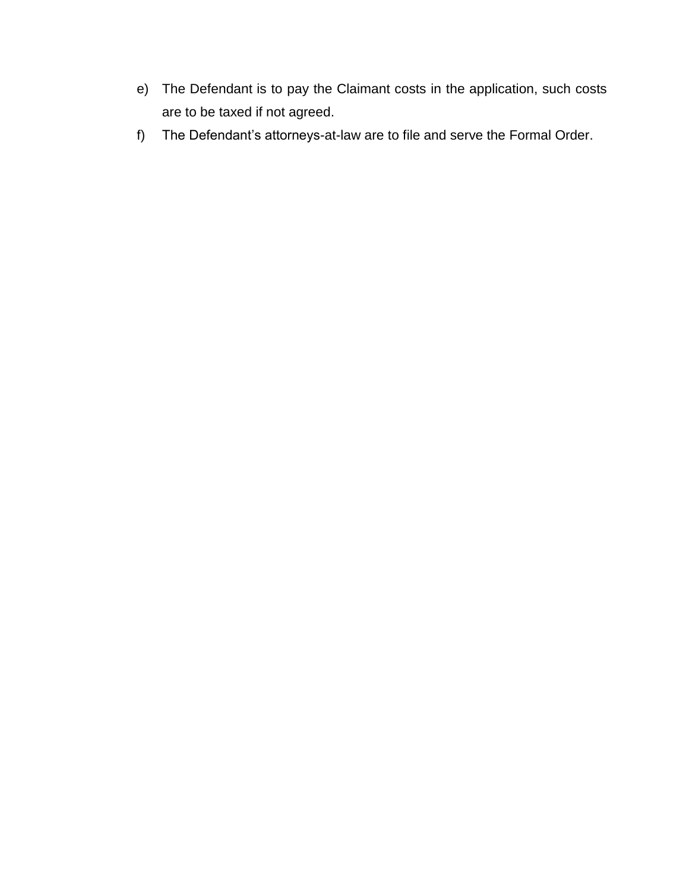e) The Defendant is to pay the Claimant costs in the application, such costs are to be taxed if not agreed.

f) The Defendant's attorneys-at-law are to file and serve the Formal Order.